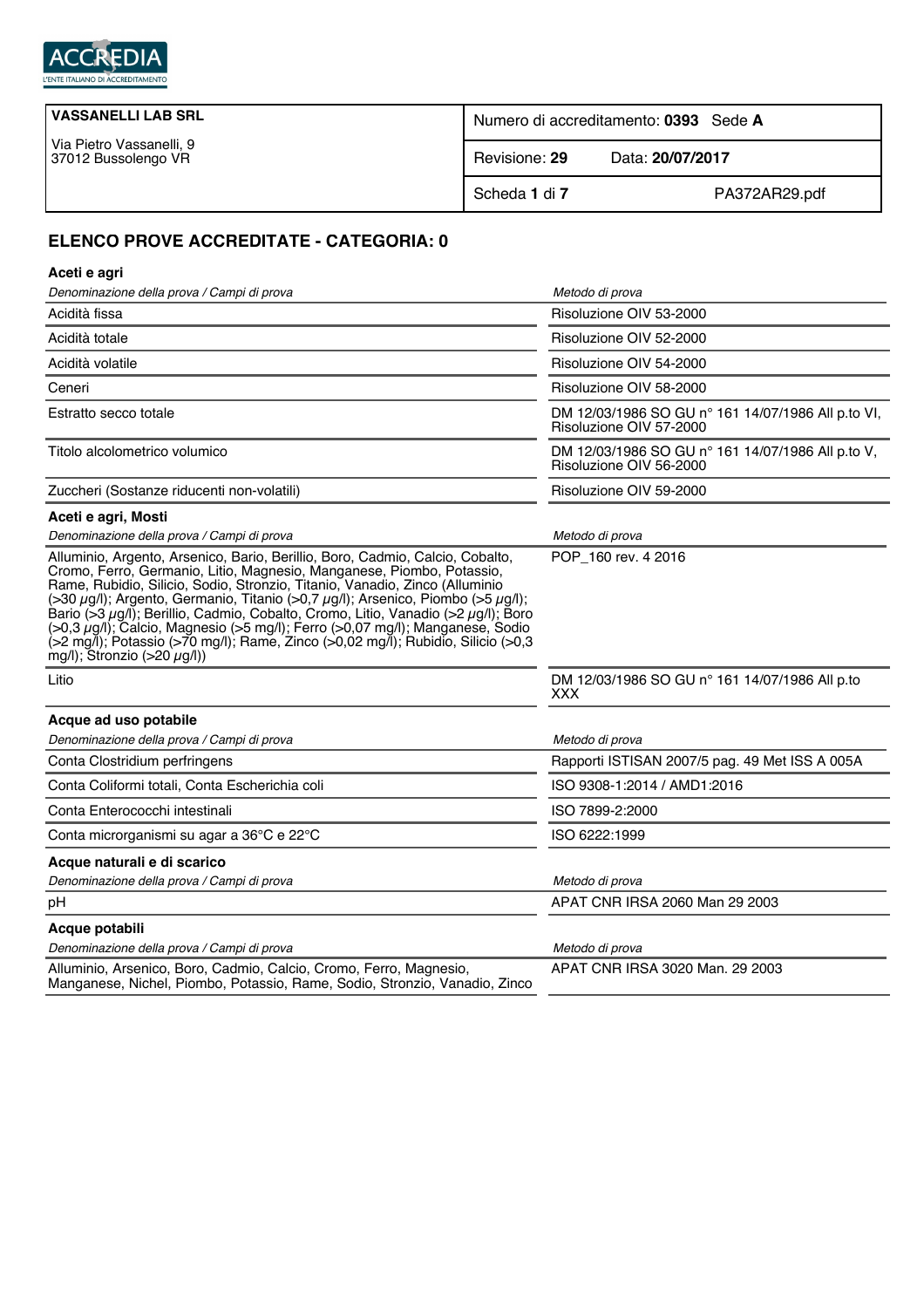ACCREDIA
L'ENTE ITALIANO DI ACCREDITAMENTO

| VASSANELLI LAB SRL<br>Via Pietro Vassanelli, 9<br>37012 Bussolengo VR | Numero di accreditamento: **0393** Sede **A** |
|---|---|
| | Revisione: **29** Data: **20/07/2017** |
| | Scheda **1** di **7** PA372AR29.pdf |

## ELENCO PROVE ACCREDITATE - CATEGORIA: 0

### Aceti e agri

| *Denominazione della prova / Campi di prova* | *Metodo di prova* |
|---|---|
| Acidità fissa | Risoluzione OIV 53-2000 |
| Acidità totale | Risoluzione OIV 52-2000 |
| Acidità volatile | Risoluzione OIV 54-2000 |
| Ceneri | Risoluzione OIV 58-2000 |
| Estratto secco totale | DM 12/03/1986 SO GU n° 161 14/07/1986 All p.to VI, Risoluzione OIV 57-2000 |
| Titolo alcolometrico volumico | DM 12/03/1986 SO GU n° 161 14/07/1986 All p.to V, Risoluzione OIV 56-2000 |
| Zuccheri (Sostanze riducenti non-volatili) | Risoluzione OIV 59-2000 |

### Aceti e agri, Mosti

| *Denominazione della prova / Campi di prova* | *Metodo di prova* |
|---|---|
| Alluminio, Argento, Arsenico, Bario, Berillio, Boro, Cadmio, Calcio, Cobalto, Cromo, Ferro, Germanio, Litio, Magnesio, Manganese, Piombo, Potassio, Rame, Rubidio, Silicio, Sodio, Stronzio, Titanio, Vanadio, Zinco (Alluminio (>30 µg/l); Argento, Germanio, Titanio (>0,7 µg/l); Arsenico, Piombo (>5 µg/l); Bario (>3 µg/l); Berillio, Cadmio, Cobalto, Cromo, Litio, Vanadio (>2 µg/l); Boro (>0,3 µg/l); Calcio, Magnesio (>5 mg/l); Ferro (>0,07 mg/l); Manganese, Sodio (>2 mg/l); Potassio (>70 mg/l); Rame, Zinco (>0,02 mg/l); Rubidio, Silicio (>0,3 mg/l); Stronzio (>20 µg/l)) | POP_160 rev. 4 2016 |
| Litio | DM 12/03/1986 SO GU n° 161 14/07/1986 All p.to XXX |

### Acque ad uso potabile

| *Denominazione della prova / Campi di prova* | *Metodo di prova* |
|---|---|
| Conta Clostridium perfringens | Rapporti ISTISAN 2007/5 pag. 49 Met ISS A 005A |
| Conta Coliformi totali, Conta Escherichia coli | ISO 9308-1:2014 / AMD1:2016 |
| Conta Enterococchi intestinali | ISO 7899-2:2000 |
| Conta microrganismi su agar a 36°C e 22°C | ISO 6222:1999 |

### Acque naturali e di scarico

| *Denominazione della prova / Campi di prova* | *Metodo di prova* |
|---|---|
| pH | APAT CNR IRSA 2060 Man 29 2003 |

### Acque potabili

| *Denominazione della prova / Campi di prova* | *Metodo di prova* |
|---|---|
| Alluminio, Arsenico, Boro, Cadmio, Calcio, Cromo, Ferro, Magnesio, Manganese, Nichel, Piombo, Potassio, Rame, Sodio, Stronzio, Vanadio, Zinco | APAT CNR IRSA 3020 Man. 29 2003 |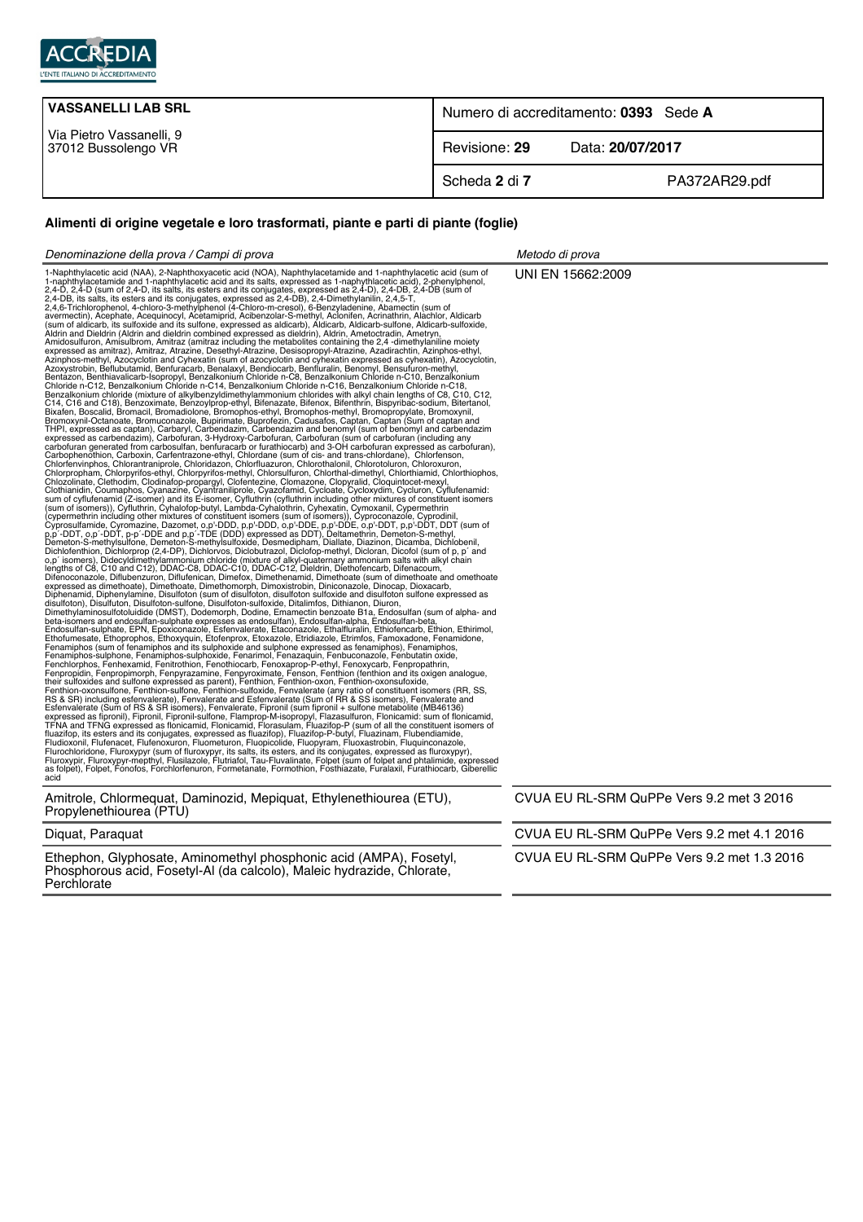| VASSANELLI LAB SRL | Numero di accreditamento: **0393** Sede **A** | |
|---|---|---|
| Via Pietro Vassanelli, 9<br>37012 Bussolengo VR | Revisione: **29** | Data: **20/07/2017** |
| | Scheda **2** di **7** | PA372AR29.pdf |

**Alimenti di origine vegetale e loro trasformati, piante e parti di piante (foglie)**

| *Denominazione della prova / Campi di prova* | *Metodo di prova* |
|---|---|
| 1-Naphthylacetic acid (NAA), 2-Naphthoxyacetic acid (NOA), Naphthylacetamide and 1-naphthylacetic acid (sum of 1-naphthylacetamide and 1-naphthylacetic acid and its salts, expressed as 1-naphythlacetic acid), 2-phenylphenol, 2,4-D, 2,4-D (sum of 2,4-D, its salts, its esters and its conjugates, expressed as 2,4-D), 2,4-DB, 2,4-DB (sum of 2,4-DB, its salts, its esters and its conjugates, expressed as 2,4-DB), 2,4-Dimethylanilin, 2,4,5-T, 2,4,6-Trichlorophenol, 4-chloro-3-methylphenol (4-Chloro-m-cresol), 6-Benzyladenine, Abamectin (sum of avermectin), Acephate, Acequinocyl, Acetamiprid, Acibenzolar-S-methyl, Aclonifen, Acrinathrin, Alachlor, Aldicarb (sum of aldicarb, its sulfoxide and its sulfone, expressed as aldicarb), Aldicarb, Aldicarb-sulfone, Aldicarb-sulfoxide, Aldrin and Dieldrin (Aldrin and dieldrin combined expressed as dieldrin), Aldrin, Ametoctradin, Ametryn, Amidosulfuron, Amisulbrom, Amitraz (amitraz including the metabolites containing the 2,4 -dimethylaniline moiety expressed as amitraz), Amitraz, Atrazine, Desethyl-Atrazine, Desisopropyl-Atrazine, Azadirachtin, Azinphos-ethyl, Azinphos-methyl, Azocyclotin and Cyhexatin (sum of azocyclotin and cyhexatin expressed as cyhexatin), Azocyclotin, Azoxystrobin, Beflubutamid, Benfuracarb, Benalaxyl, Bendiocarb, Benfluralin, Benomyl, Bensulfuron-methyl, Bentazon, Benthiavalicarb-Isopropyl, Benzalkonium Chloride n-C8, Benzalkonium Chloride n-C10, Benzalkonium Chloride n-C12, Benzalkonium Chloride n-C14, Benzalkonium Chloride n-C16, Benzalkonium Chloride n-C18, Benzalkonium chloride (mixture of alkylbenzyldimethylammonium chlorides with alkyl chain lengths of C8, C10, C12, C14, C16 and C18), Benzoximate, Benzoylprop-ethyl, Bifenazate, Bifenox, Bifenthrin, Bispyribac-sodium, Bitertanol, Bixafen, Boscalid, Bromacil, Bromadiolone, Bromophos-ethyl, Bromophos-methyl, Bromopropylate, Bromoxynil, Bromoxynil-Octanoate, Bromuconazole, Bupirimate, Buprofezin, Cadusafos, Captan, Captan (Sum of captan and THPI, expressed as captan), Carbaryl, Carbendazim, Carbendazim and benomyl (sum of benomyl and carbendazim expressed as carbendazim), Carbofuran, 3-Hydroxy-Carbofuran, Carbofuran (sum of carbofuran (including any carbofuran generated from carbosulfan, benfuracarb or furathiocarb) and 3-OH carbofuran expressed as carbofuran), Carbophenothion, Carboxin, Carfentrazone-ethyl, Chlordane (sum of cis- and trans-chlordane), Chlorfenson, Chlorfenvinphos, Chlorantraniprole, Chloridazon, Chlorfluazuron, Chlorothalonil, Chlorotoluron, Chloroxuron, Chlorpropham, Chlorpyrifos-ethyl, Chlorpyrifos-methyl, Chlorsulfuron, Chlorthal-dimethyl, Chlorthiamid, Chlorthiophos, Chlozolinate, Clethodim, Clodinafop-propargyl, Clofentezine, Clomazone, Clopyralid, Cloquintocet-mexyl, Clothianidin, Coumaphos, Cyanazine, Cyantraniliprole, Cyazofamid, Cycloate, Cycloxydim, Cycluron, Cyflufenamid: sum of cyflufenamid (Z-isomer) and its E-isomer, Cyfluthrin (cyfluthrin including other mixtures of constituent isomers (sum of isomers)), Cyfluthrin, Cyhalofop-butyl, Lambda-Cyhalothrin, Cyhexatin, Cymoxanil, Cypermethrin (cypermethrin including other mixtures of constituent isomers (sum of isomers)), Cyproconazole, Cyprodinil, Cyprosulfamide, Cyromazine, Dazomet, o,p'-DDD, p,p'-DDD, o,p'-DDE, p,p'-DDE, o,p'-DDT, p,p'-DDT, DDT (sum of p,p´-DDT, o,p´-DDT, p-p´-DDE and p,p´-TDE (DDD) expressed as DDT), Deltamethrin, Demeton-S-methyl, Demeton-S-methylsulfone, Demeton-S-methylsulfoxide, Desmedipham, Diallate, Diazinon, Dicamba, Dichlobenil, Dichlofenthion, Dichlorprop (2,4-DP), Dichlorvos, Diclobutrazol, Diclofop-methyl, Dicloran, Dicofol (sum of p, p´ and o,p´ isomers), Didecyldimethylammonium chloride (mixture of alkyl-quaternary ammonium salts with alkyl chain lengths of C8, C10 and C12), DDAC-C8, DDAC-C10, DDAC-C12, Dieldrin, Diethofencarb, Difenacoum, Difenoconazole, Diflubenzuron, Diflufenican, Dimefox, Dimethenamid, Dimethoate (sum of dimethoate and omethoate expressed as dimethoate), Dimethoate, Dimethomorph, Dimoxistrobin, Diniconazole, Dinocap, Dioxacarb, Diphenamid, Diphenylamine, Disulfoton (sum of disulfoton, disulfoton sulfoxide and disulfoton sulfone expressed as disulfoton), Disulfoton, Disulfoton-sulfone, Disulfoton-sulfoxide, Ditalimfos, Dithianon, Diuron, Dimethylaminosulfotoluidide (DMST), Dodemorph, Dodine, Emamectin benzoate B1a, Endosulfan (sum of alpha- and beta-isomers and endosulfan-sulphate expresses as endosulfan), Endosulfan-alpha, Endosulfan-beta, Endosulfan-sulphate, EPN, Epoxiconazole, Esfenvalerate, Etaconazole, Ethalfluralin, Ethiofencarb, Ethion, Ethirimol, Ethofumesate, Ethoprophos, Ethoxyquin, Etofenprox, Etoxazole, Etridiazole, Etrimfos, Famoxadone, Fenamidone, Fenamiphos (sum of fenamiphos and its sulphoxide and sulphone expressed as fenamiphos), Fenamiphos, Fenamiphos-sulphone, Fenamiphos-sulphoxide, Fenarimol, Fenazaquin, Fenbuconazole, Fenbutatin oxide, Fenchlorphos, Fenhexamid, Fenitrothion, Fenothiocarb, Fenoxaprop-P-ethyl, Fenoxycarb, Fenpropathrin, Fenpropidin, Fenpropimorph, Fenpyrazamine, Fenpyroximate, Fenson, Fenthion (fenthion and its oxigen analogue, their sulfoxides and sulfone expressed as parent), Fenthion, Fenthion-oxon, Fenthion-oxonsufoxide, Fenthion-oxonsulfone, Fenthion-sulfone, Fenthion-sulfoxide, Fenvalerate (any ratio of constituent isomers (RR, SS, RS & SR) including esfenvalerate), Fenvalerate and Esfenvalerate (Sum of RR & SS isomers), Fenvalerate and Esfenvalerate (Sum of RS & SR isomers), Fenvalerate, Fipronil (sum fipronil + sulfone metabolite (MB46136) expressed as fipronil), Fipronil, Fipronil-sulfone, Flamprop-M-isopropyl, Flazasulfuron, Flonicamid: sum of flonicamid, TFNA and TFNG expressed as flonicamid, Flonicamid, Florasulam, Fluazifop-P (sum of all the constituent isomers of fluazifop, its esters and its conjugates, expressed as fluazifop), Fluazifop-P-butyl, Fluazinam, Flubendiamide, Fludioxonil, Flufenacet, Flufenoxuron, Fluometuron, Fluopicolide, Fluopyram, Fluoxastrobin, Fluquinconazole, Flurochloridone, Fluroxypyr (sum of fluroxypyr, its salts, its esters, and its conjugates, expressed as fluroxypyr), Fluroxypir, Fluroxypyr-mepthyl, Flusilazole, Flutriafol, Tau-Fluvalinate, Folpet (sum of folpet and phtalimide, expressed as folpet), Folpet, Fonofos, Forchlorfenuron, Formetanate, Formothion, Fosthiazate, Furalaxil, Furathiocarb, Giberellic acid | UNI EN 15662:2009 |
| Amitrole, Chlormequat, Daminozid, Mepiquat, Ethylenethiourea (ETU), Propylenethiourea (PTU) | CVUA EU RL-SRM QuPPe Vers 9.2 met 3 2016 |
| Diquat, Paraquat | CVUA EU RL-SRM QuPPe Vers 9.2 met 4.1 2016 |
| Ethephon, Glyphosate, Aminomethyl phosphonic acid (AMPA), Fosetyl, Phosphorous acid, Fosetyl-Al (da calcolo), Maleic hydrazide, Chlorate, Perchlorate | CVUA EU RL-SRM QuPPe Vers 9.2 met 1.3 2016 |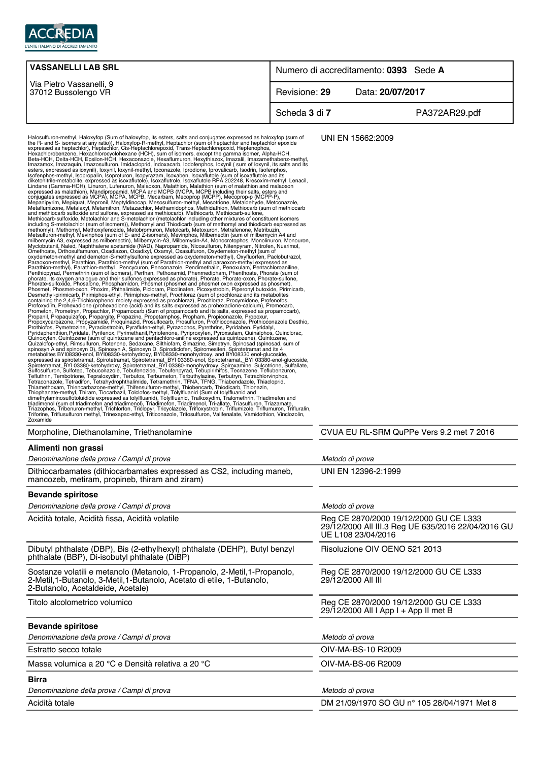| VASSANELLI LAB SRL | Numero di accreditamento: **0393** Sede **A** | |
|---|---|---|
| Via Pietro Vassanelli, 9<br>37012 Bussolengo VR | Revisione: **29** | Data: **20/07/2017** |
| | Scheda **3** di **7** | PA372AR29.pdf |

| | |
|---|---|
| Halosulfuron-methyl, Haloxyfop (Sum of haloxyfop, its esters, salts and conjugates expressed as haloxyfop (sum of the R- and S- isomers at any ratio)), Haloxyfop-R-methyl, Heptachlor (sum of heptachlor and heptachlor epoxide expressed as heptachlor), Heptachlor, Cis-Heptachlorepoxid, Trans-Heptachlorepoxid, Heptenophos, Hexachlorobenzene, Hexachlorocyclohexane (HCH), sum of isomers, except the gamma isomer, Alpha-HCH, Beta-HCH, Delta-HCH, Epsilon-HCH, Hexaconazole, Hexaflumuron, Hexythiazox, Imazalil, Imazamethabenz-methyl, Imazamox, Imazaquin, Imazosulfuron, Imidacloprid, Indoxacarb, Iodofenphos, Ioxynil ( sum of Ioxynil, its salts and its esters, expressed as ioxynil), Ioxynil, Ioxynil-methyl, Ipconazole, Iprodione, Iprovalicarb, Isodrin, Isofenphos, Isofenphos-methyl, Isopropalin, Isoproturon, Isopyrazam, Isoxaben, Isoxaflutole (sum of isoxaflutole and its diketonitrile-metabolite, expressed as isoxaflutole), Isoxaflutole, Isoxaflutole RPA 202248, Kresoxim-methyl, Lenacil, Lindane (Gamma-HCH), Linuron, Lufenuron, Malaoxon, Malathion, Malathion (sum of malathion and malaoxon expressed as malathion), Mandipropamid, MCPA and MCPB (MCPA, MCPB including their salts, esters and conjugates expressed as MCPA), MCPA, MCPB, Mecarbam, Mecoprop (MCPP), Mecoprop-p (MCPP-P), Mepanipyrim, Mepiquat, Mepronil, Meptyldinocap, Mesosulfuron-methyl, Mesotrione, Metaldehyde, Metconazole, Metaflumizone, Metalaxyl, Metamitron, Metazachlor, Methamidophos, Methidathion, Methiocarb (sum of methiocarb and methiocarb sulfoxide and sulfone, expressed as methiocarb), Methiocarb, Methiocarb-sulfone, Methiocarb-sulfoxide, Metolachlor and S-metolachlor (metolachlor including other mixtures of constituent isomers including S-metolachlor (sum of isomers)), Methomyl and Thiodicarb (sum of methomyl and thiodicarb expressed as methomyl), Methomyl, Methoxyfenozide, Metobromuron, Metolcarb, Metoxuron, Metrafenone, Metribuzin, Metsulfuron-methyl, Mevinphos (sum of E- and Z-isomers), Mevinphos, Milbemectin (sum of milbemycin A4 and milbemycin A3, expressed as milbemectin), Milbemycin-A3, Milbemycin-A4, Monocrotophos, Monolinuron, Monouron, Myclobutanil, Naled, Naphthalene acetamide (NAD), Napropamide, Nicosulfuron, Nitenpyram, Nitrofen, Nuarimol, Omethoate, Orthosulfamuron, Oxadiazon, Oxadixyl, Oxamyl, Oxasulfuron, Oxydemeton-methyl (sum of oxydemeton-methyl and demeton-S-methylsulfone expressed as oxydemeton-methyl), Oxyfluorfen, Paclobutrazol, Paraoxon-methyl, Parathion, Parathion-methyl (sum of Parathion-methyl and paraoxon-methyl expressed as Parathion-methyl), Parathion-methyl , Pencycuron, Penconazole, Pendimethalin, Penoxulam, Pentachloroaniline, Penthiopyrad, Permethrin (sum of isomers), Perthan, Pethoxamid, Phenmedipham, Phenthoate, Phorate (sum of phorate, its oxygen analogue and their sulfones expressed as phorate), Phorate, Phorate-oxon, Phorate-sulfone, Phorate-sulfoxide, Phosalone, Phosphamidon, Phosmet (phosmet and phosmet oxon expressed as phosmet), Phosmet, Phosmet-oxon, Phoxim, Phthalimide, Picloram, Picolinafen, Picoxystrobin, Piperonyl butoxide, Pirimicarb, Desmethyl-pirimicarb, Pirimiphos-ethyl, Pirimiphos-methyl, Prochloraz (sum of prochloraz and its metabolites containing the 2,4,6-Trichlorophenol moiety expressed as prochloraz), Prochloraz, Procymidone, Profenofos, Profoxydim, Prohexadione (prohexadione (acid) and its salts expressed as prohexadione-calcium), Promecarb, Prometon, Prometryn, Propachlor, Propamocarb (Sum of propamocarb and its salts, expressed as propamocarb), Propanil, Propaquizafop, Propargite, Propazine, Propetamphos, Propham, Propiconazole, Propoxur, Propoxycarbazone, Propyzamide, Proquinazid, Prosulfocarb, Prosulfuron, Prothioconazole, Prothioconazole Desthio, Prothiofos, Pymetrozine, Pyraclostrobin, Pyraflufen-ethyl, Pyrazophos, Pyrethrins, Pyridaben, Pyridalyl, Pyridaphenthion,Pyridate, Pyrifenox, Pyrimethanil,Pyriofenone, Pyriproxyfen, Pyroxsulam, Quinalphos, Quinclorac, Quinoxyfen, Quintozene (sum of quintozene and pentachloro-aniline expressed as quintozene), Quintozene, Quizalofop-ethyl, Rimsulfuron, Rotenone, Sedaxane, Silthiofam, Simazine, Simetryn, Spinosad (spinosad, sum of spinosyn A and spinosyn D), Spinosyn A, Spinosyn D, Spirodiclofen, Spiromesifen, Spirotetramat and its 4 metabolites BYI08330-enol, BYI08330-ketohydroxy, BYI08330-monohydroxy, and BYI08330 enol-glucoside, expressed as spirotetramat, Spirotetramat, Spirotetramat_BYI 03380-enol, Spirotetramat,_BYI 03380-enol-glucoside, Spirotetramat_BYI 03380-ketohydroxy, Spirotetramat_BYI 03380-monohydroxy, Spiroxamine, Sulcotrione, Sulfallate, Sulfosulfuron, Sulfotep, Tebuconazole, Tebufenozide, Tebufenpyrad, Tebupirimifos, Tecnazene, Teflubenzuron, Tefluthrin, Tembotrione, Tepraloxydim, Terbufos, Terbumeton, Terbuthylazine, Terbutryn, Tetrachlorvinphos, Tetraconazole, Tetradifon, Tetrahydrophthalimide, Tetramethrin, TFNA, TFNG, Thiabendazole, Thiacloprid, Thiamethoxam, Thiencarbazone-methyl, Thifensulfuron-methyl, Thiobencarb, Thiodicarb, Thionazin, Thiophanate-methyl, Thiram, Tiocarbazil, Tolclofos-methyl, Tolylfluanid (Sum of tolylfluanid and dimethylaminosulfotoluidide expressed as tolylfluanid), Tolylfluanid, Tralkoxydim, Tralomethrin, Triadimefon and triadimenol (sum of triadimefon and triadimenol), Triadimefon, Triadimenol, Tri-allate, Triasulfuron, Triazamate, Triazophos, Tribenuron-methyl, Trichlorfon, Triclopyr, Tricyclazole, Trifloxystrobin, Triflumizole, Triflumuron, Trifluralin, Triforine, Triflusulfuron methyl, Trinexapac-ethyl, Triticonazole, Tritosulfuron, Valifenalate, Vamidothion, Vinclozolin, Zoxamide | UNI EN 15662:2009 |
| Morpholine, Diethanolamine, Triethanolamine | CVUA EU RL-SRM QuPPe Vers 9.2 met 7 2016 |

**Alimenti non grassi**

| *Denominazione della prova / Campi di prova* | *Metodo di prova* |
|---|---|
| Dithiocarbamates (dithiocarbamates expressed as CS2, including maneb, mancozeb, metiram, propineb, thiram and ziram) | UNI EN 12396-2:1999 |

**Bevande spiritose**

| *Denominazione della prova / Campi di prova* | *Metodo di prova* |
|---|---|
| Acidità totale, Acidità fissa, Acidità volatile | Reg CE 2870/2000 19/12/2000 GU CE L333 29/12/2000 All III.3 Reg UE 635/2016 22/04/2016 GU UE L108 23/04/2016 |
| Dibutyl phthalate (DBP), Bis (2-ethylhexyl) phthalate (DEHP), Butyl benzyl phthalate (BBP), Di-isobutyl phthalate (DiBP) | Risoluzione OIV OENO 521 2013 |
| Sostanze volatili e metanolo (Metanolo, 1-Propanolo, 2-Metil,1-Propanolo, 2-Metil,1-Butanolo, 3-Metil,1-Butanolo, Acetato di etile, 1-Butanolo, 2-Butanolo, Acetaldeide, Acetale) | Reg CE 2870/2000 19/12/2000 GU CE L333 29/12/2000 All III |
| Titolo alcolometrico volumico | Reg CE 2870/2000 19/12/2000 GU CE L333 29/12/2000 All I App I + App II met B |

**Bevande spiritose**

| *Denominazione della prova / Campi di prova* | *Metodo di prova* |
|---|---|
| Estratto secco totale | OIV-MA-BS-10 R2009 |
| Massa volumica a 20 °C e Densità relativa a 20 °C | OIV-MA-BS-06 R2009 |

**Birra**

| *Denominazione della prova / Campi di prova* | *Metodo di prova* |
|---|---|
| Acidità totale | DM 21/09/1970 SO GU n° 105 28/04/1971 Met 8 |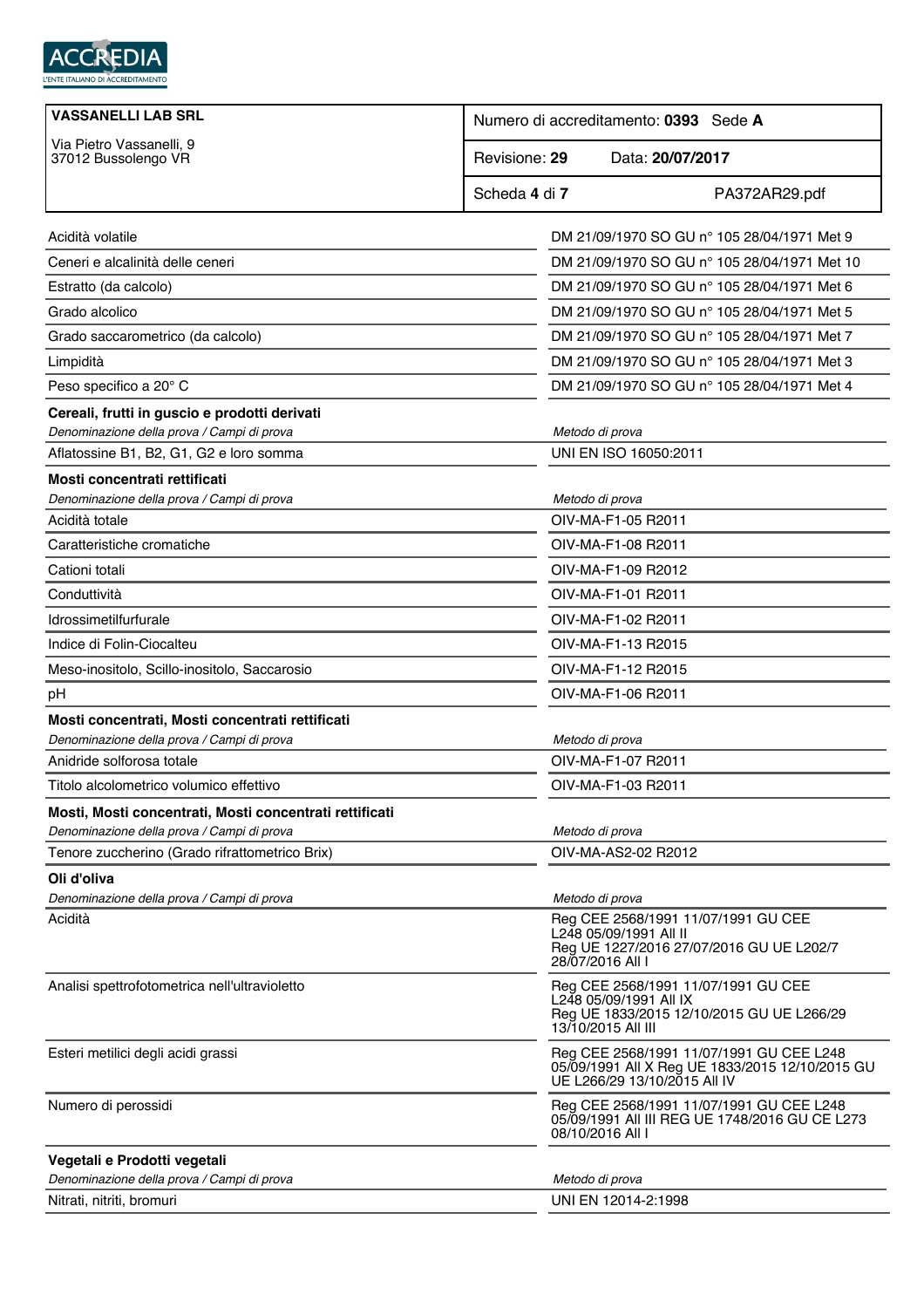ACCREDIA
L'ENTE ITALIANO DI ACCREDITAMENTO

| **VASSANELLI LAB SRL**<br>Via Pietro Vassanelli, 9<br>37012 Bussolengo VR | Numero di accreditamento: **0393** Sede **A** |
|---|---|
| | Revisione: **29** Data: **20/07/2017** |
| | Scheda **4** di **7** PA372AR29.pdf |

| | |
|---|---|
| Acidità volatile | DM 21/09/1970 SO GU n° 105 28/04/1971 Met 9 |
| Ceneri e alcalinità delle ceneri | DM 21/09/1970 SO GU n° 105 28/04/1971 Met 10 |
| Estratto (da calcolo) | DM 21/09/1970 SO GU n° 105 28/04/1971 Met 6 |
| Grado alcolico | DM 21/09/1970 SO GU n° 105 28/04/1971 Met 5 |
| Grado saccarometrico (da calcolo) | DM 21/09/1970 SO GU n° 105 28/04/1971 Met 7 |
| Limpidità | DM 21/09/1970 SO GU n° 105 28/04/1971 Met 3 |
| Peso specifico a 20° C | DM 21/09/1970 SO GU n° 105 28/04/1971 Met 4 |

**Cereali, frutti in guscio e prodotti derivati**

| *Denominazione della prova / Campi di prova* | *Metodo di prova* |
|---|---|
| Aflatossine B1, B2, G1, G2 e loro somma | UNI EN ISO 16050:2011 |

**Mosti concentrati rettificati**

| *Denominazione della prova / Campi di prova* | *Metodo di prova* |
|---|---|
| Acidità totale | OIV-MA-F1-05 R2011 |
| Caratteristiche cromatiche | OIV-MA-F1-08 R2011 |
| Cationi totali | OIV-MA-F1-09 R2012 |
| Conduttività | OIV-MA-F1-01 R2011 |
| Idrossimetilfurfurale | OIV-MA-F1-02 R2011 |
| Indice di Folin-Ciocalteu | OIV-MA-F1-13 R2015 |
| Meso-inositolo, Scillo-inositolo, Saccarosio | OIV-MA-F1-12 R2015 |
| pH | OIV-MA-F1-06 R2011 |

**Mosti concentrati, Mosti concentrati rettificati**

| *Denominazione della prova / Campi di prova* | *Metodo di prova* |
|---|---|
| Anidride solforosa totale | OIV-MA-F1-07 R2011 |
| Titolo alcolometrico volumico effettivo | OIV-MA-F1-03 R2011 |

**Mosti, Mosti concentrati, Mosti concentrati rettificati**

| *Denominazione della prova / Campi di prova* | *Metodo di prova* |
|---|---|
| Tenore zuccherino (Grado rifrattometrico Brix) | OIV-MA-AS2-02 R2012 |

**Oli d'oliva**

| *Denominazione della prova / Campi di prova* | *Metodo di prova* |
|---|---|
| Acidità | Reg CEE 2568/1991 11/07/1991 GU CEE L248 05/09/1991 All II Reg UE 1227/2016 27/07/2016 GU UE L202/7 28/07/2016 All I |
| Analisi spettrofotometrica nell'ultravioletto | Reg CEE 2568/1991 11/07/1991 GU CEE L248 05/09/1991 All IX Reg UE 1833/2015 12/10/2015 GU UE L266/29 13/10/2015 All III |
| Esteri metilici degli acidi grassi | Reg CEE 2568/1991 11/07/1991 GU CEE L248 05/09/1991 All X Reg UE 1833/2015 12/10/2015 GU UE L266/29 13/10/2015 All IV |
| Numero di perossidi | Reg CEE 2568/1991 11/07/1991 GU CEE L248 05/09/1991 All III REG UE 1748/2016 GU CE L273 08/10/2016 All I |

**Vegetali e Prodotti vegetali**

| *Denominazione della prova / Campi di prova* | *Metodo di prova* |
|---|---|
| Nitrati, nitriti, bromuri | UNI EN 12014-2:1998 |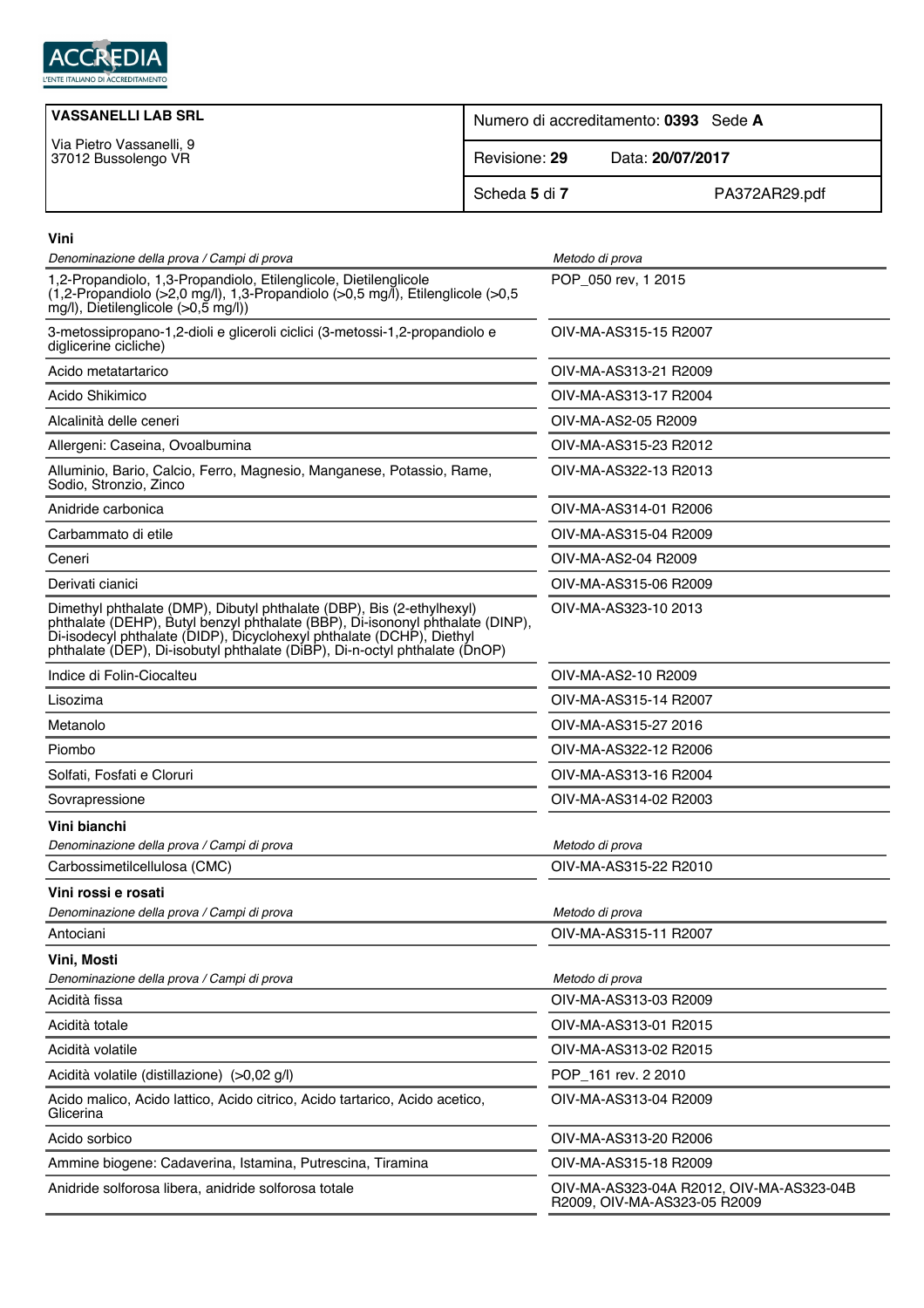ACCREDIA
L'ENTE ITALIANO DI ACCREDITAMENTO

| VASSANELLI LAB SRL<br>Via Pietro Vassanelli, 9<br>37012 Bussolengo VR | Numero di accreditamento: **0393** Sede **A** |
|---|---|
| | Revisione: **29** Data: **20/07/2017** |
| | Scheda **5** di **7** PA372AR29.pdf |

### Vini

| *Denominazione della prova / Campi di prova* | *Metodo di prova* |
|---|---|
| 1,2-Propandiolo, 1,3-Propandiolo, Etilenglicole, Dietilenglicole (1,2-Propandiolo (>2,0 mg/l), 1,3-Propandiolo (>0,5 mg/l), Etilenglicole (>0,5 mg/l), Dietilenglicole (>0,5 mg/l)) | POP_050 rev, 1 2015 |
| 3-metossipropano-1,2-dioli e gliceroli ciclici (3-metossi-1,2-propandiolo e diglicerine cicliche) | OIV-MA-AS315-15 R2007 |
| Acido metatartarico | OIV-MA-AS313-21 R2009 |
| Acido Shikimico | OIV-MA-AS313-17 R2004 |
| Alcalinità delle ceneri | OIV-MA-AS2-05 R2009 |
| Allergeni: Caseina, Ovoalbumina | OIV-MA-AS315-23 R2012 |
| Alluminio, Bario, Calcio, Ferro, Magnesio, Manganese, Potassio, Rame, Sodio, Stronzio, Zinco | OIV-MA-AS322-13 R2013 |
| Anidride carbonica | OIV-MA-AS314-01 R2006 |
| Carbammato di etile | OIV-MA-AS315-04 R2009 |
| Ceneri | OIV-MA-AS2-04 R2009 |
| Derivati cianici | OIV-MA-AS315-06 R2009 |
| Dimethyl phthalate (DMP), Dibutyl phthalate (DBP), Bis (2-ethylhexyl) phthalate (DEHP), Butyl benzyl phthalate (BBP), Di-isononyl phthalate (DINP), Di-isodecyl phthalate (DIDP), Dicyclohexyl phthalate (DCHP), Diethyl phthalate (DEP), Di-isobutyl phthalate (DiBP), Di-n-octyl phthalate (DnOP) | OIV-MA-AS323-10 2013 |
| Indice di Folin-Ciocalteu | OIV-MA-AS2-10 R2009 |
| Lisozima | OIV-MA-AS315-14 R2007 |
| Metanolo | OIV-MA-AS315-27 2016 |
| Piombo | OIV-MA-AS322-12 R2006 |
| Solfati, Fosfati e Cloruri | OIV-MA-AS313-16 R2004 |
| Sovrapressione | OIV-MA-AS314-02 R2003 |

### Vini bianchi

| *Denominazione della prova / Campi di prova* | *Metodo di prova* |
|---|---|
| Carbossimetilcellulosa (CMC) | OIV-MA-AS315-22 R2010 |

### Vini rossi e rosati

| *Denominazione della prova / Campi di prova* | *Metodo di prova* |
|---|---|
| Antociani | OIV-MA-AS315-11 R2007 |

### Vini, Mosti

| *Denominazione della prova / Campi di prova* | *Metodo di prova* |
|---|---|
| Acidità fissa | OIV-MA-AS313-03 R2009 |
| Acidità totale | OIV-MA-AS313-01 R2015 |
| Acidità volatile | OIV-MA-AS313-02 R2015 |
| Acidità volatile (distillazione) (>0,02 g/l) | POP_161 rev. 2 2010 |
| Acido malico, Acido lattico, Acido citrico, Acido tartarico, Acido acetico, Glicerina | OIV-MA-AS313-04 R2009 |
| Acido sorbico | OIV-MA-AS313-20 R2006 |
| Ammine biogene: Cadaverina, Istamina, Putrescina, Tiramina | OIV-MA-AS315-18 R2009 |
| Anidride solforosa libera, anidride solforosa totale | OIV-MA-AS323-04A R2012, OIV-MA-AS323-04B R2009, OIV-MA-AS323-05 R2009 |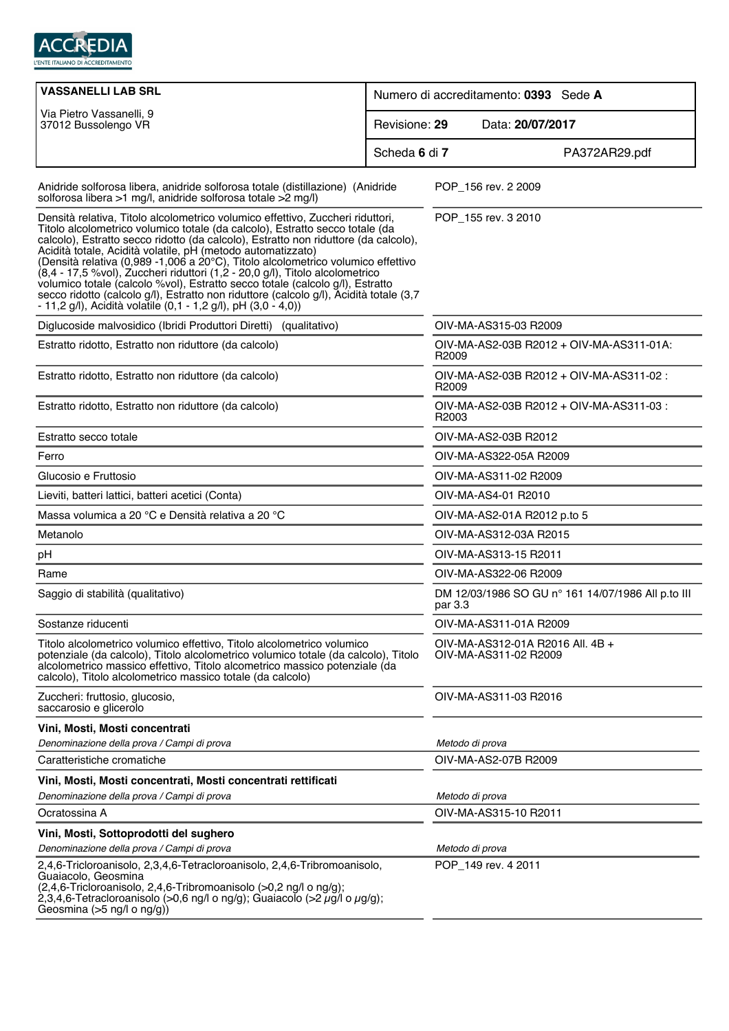| VASSANELLI LAB SRL | Numero di accreditamento: **0393** Sede **A** |
|---|---|
| Via Pietro Vassanelli, 9<br>37012 Bussolengo VR | Revisione: **29** Data: **20/07/2017** |
| | Scheda **6** di **7** PA372AR29.pdf |

| | |
|---|---|
| Anidride solforosa libera, anidride solforosa totale (distillazione) (Anidride solforosa libera >1 mg/l, anidride solforosa totale >2 mg/l) | POP_156 rev. 2 2009 |
| Densità relativa, Titolo alcolometrico volumico effettivo, Zuccheri riduttori, Titolo alcolometrico volumico totale (da calcolo), Estratto secco totale (da calcolo), Estratto secco ridotto (da calcolo), Estratto non riduttore (da calcolo), Acidità totale, Acidità volatile, pH (metodo automatizzato) (Densità relativa (0,989 -1,006 a 20°C), Titolo alcolometrico volumico effettivo (8,4 - 17,5 %vol), Zuccheri riduttori (1,2 - 20,0 g/l), Titolo alcolometrico volumico totale (calcolo %vol), Estratto secco totale (calcolo g/l), Estratto secco ridotto (calcolo g/l), Estratto non riduttore (calcolo g/l), Acidità totale (3,7 - 11,2 g/l), Acidità volatile (0,1 - 1,2 g/l), pH (3,0 - 4,0)) | POP_155 rev. 3 2010 |
| Diglucoside malvosidico (Ibridi Produttori Diretti) (qualitativo) | OIV-MA-AS315-03 R2009 |
| Estratto ridotto, Estratto non riduttore (da calcolo) | OIV-MA-AS2-03B R2012 + OIV-MA-AS311-01A: R2009 |
| Estratto ridotto, Estratto non riduttore (da calcolo) | OIV-MA-AS2-03B R2012 + OIV-MA-AS311-02 : R2009 |
| Estratto ridotto, Estratto non riduttore (da calcolo) | OIV-MA-AS2-03B R2012 + OIV-MA-AS311-03 : R2003 |
| Estratto secco totale | OIV-MA-AS2-03B R2012 |
| Ferro | OIV-MA-AS322-05A R2009 |
| Glucosio e Fruttosio | OIV-MA-AS311-02 R2009 |
| Lieviti, batteri lattici, batteri acetici (Conta) | OIV-MA-AS4-01 R2010 |
| Massa volumica a 20 °C e Densità relativa a 20 °C | OIV-MA-AS2-01A R2012 p.to 5 |
| Metanolo | OIV-MA-AS312-03A R2015 |
| pH | OIV-MA-AS313-15 R2011 |
| Rame | OIV-MA-AS322-06 R2009 |
| Saggio di stabilità (qualitativo) | DM 12/03/1986 SO GU n° 161 14/07/1986 All p.to III par 3.3 |
| Sostanze riducenti | OIV-MA-AS311-01A R2009 |
| Titolo alcolometrico volumico effettivo, Titolo alcolometrico volumico potenziale (da calcolo), Titolo alcolometrico volumico totale (da calcolo), Titolo alcolometrico massico effettivo, Titolo alcometrico massico potenziale (da calcolo), Titolo alcolometrico massico totale (da calcolo) | OIV-MA-AS312-01A R2016 All. 4B + OIV-MA-AS311-02 R2009 |
| Zuccheri: fruttosio, glucosio, saccarosio e glicerolo | OIV-MA-AS311-03 R2016 |

**Vini, Mosti, Mosti concentrati**

| *Denominazione della prova / Campi di prova* | *Metodo di prova* |
|---|---|
| Caratteristiche cromatiche | OIV-MA-AS2-07B R2009 |

**Vini, Mosti, Mosti concentrati, Mosti concentrati rettificati**

| *Denominazione della prova / Campi di prova* | *Metodo di prova* |
|---|---|
| Ocratossina A | OIV-MA-AS315-10 R2011 |

**Vini, Mosti, Sottoprodotti del sughero**

| *Denominazione della prova / Campi di prova* | *Metodo di prova* |
|---|---|
| 2,4,6-Tricloroanisolo, 2,3,4,6-Tetracloroanisolo, 2,4,6-Tribromoanisolo, Guaiacolo, Geosmina (2,4,6-Tricloroanisolo, 2,4,6-Tribromoanisolo (>0,2 ng/l o ng/g); 2,3,4,6-Tetracloroanisolo (>0,6 ng/l o ng/g); Guaiacolo (>2 µg/l o µg/g); Geosmina (>5 ng/l o ng/g)) | POP_149 rev. 4 2011 |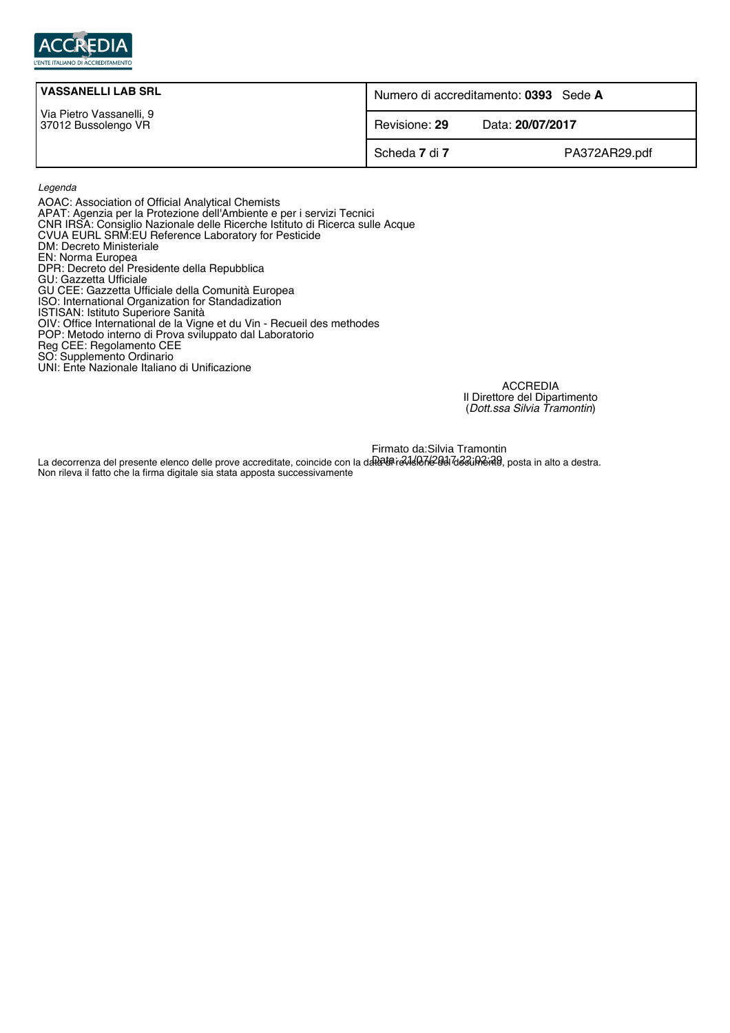*Legenda*

AOAC: Association of Official Analytical Chemists
APAT: Agenzia per la Protezione dell'Ambiente e per i servizi Tecnici
CNR IRSA: Consiglio Nazionale delle Ricerche Istituto di Ricerca sulle Acque
CVUA EURL SRM:EU Reference Laboratory for Pesticide
DM: Decreto Ministeriale
EN: Norma Europea
DPR: Decreto del Presidente della Repubblica
GU: Gazzetta Ufficiale
GU CEE: Gazzetta Ufficiale della Comunità Europea
ISO: International Organization for Standadization
ISTISAN: Istituto Superiore Sanità
OIV: Office International de la Vigne et du Vin - Recueil des methodes
POP: Metodo interno di Prova sviluppato dal Laboratorio
Reg CEE: Regolamento CEE
SO: Supplemento Ordinario
UNI: Ente Nazionale Italiano di Unificazione

ACCREDIA
Il Direttore del Dipartimento
(*Dott.ssa Silvia Tramontin*)

Firmato da:Silvia Tramontin
Data: 21/07/2017 22:02:29

La decorrenza del presente elenco delle prove accreditate, coincide con la data di revisione del documento, posta in alto a destra.
Non rileva il fatto che la firma digitale sia stata apposta successivamente